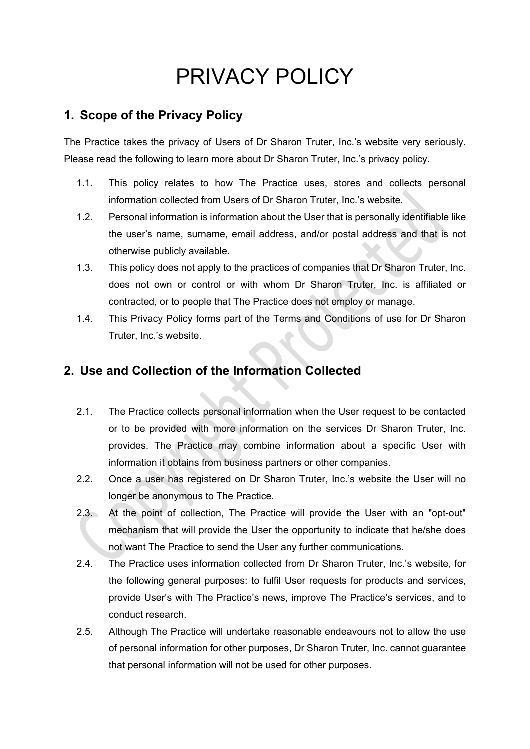# PRIVACY POLICY

## 1. Scope of the Privacy Policy

The Practice takes the privacy of Users of Dr Sharon Truter, Inc.'s website very seriously. Please read the following to learn more about Dr Sharon Truter, Inc.'s privacy policy.

1.1. This policy relates to how The Practice uses, stores and collects personal information collected from Users of Dr Sharon Truter, Inc.'s website.

1.2. Personal information is information about the User that is personally identifiable like the user's name, surname, email address, and/or postal address and that is not otherwise publicly available.

1.3. This policy does not apply to the practices of companies that Dr Sharon Truter, Inc. does not own or control or with whom Dr Sharon Truter, Inc. is affiliated or contracted, or to people that The Practice does not employ or manage.

1.4. This Privacy Policy forms part of the Terms and Conditions of use for Dr Sharon Truter, Inc.'s website.

## 2. Use and Collection of the Information Collected

2.1. The Practice collects personal information when the User request to be contacted or to be provided with more information on the services Dr Sharon Truter, Inc. provides. The Practice may combine information about a specific User with information it obtains from business partners or other companies.

2.2. Once a user has registered on Dr Sharon Truter, Inc.'s website the User will no longer be anonymous to The Practice.

2.3. At the point of collection, The Practice will provide the User with an "opt-out" mechanism that will provide the User the opportunity to indicate that he/she does not want The Practice to send the User any further communications.

2.4. The Practice uses information collected from Dr Sharon Truter, Inc.'s website, for the following general purposes: to fulfil User requests for products and services, provide User's with The Practice's news, improve The Practice's services, and to conduct research.

2.5. Although The Practice will undertake reasonable endeavours not to allow the use of personal information for other purposes, Dr Sharon Truter, Inc. cannot guarantee that personal information will not be used for other purposes.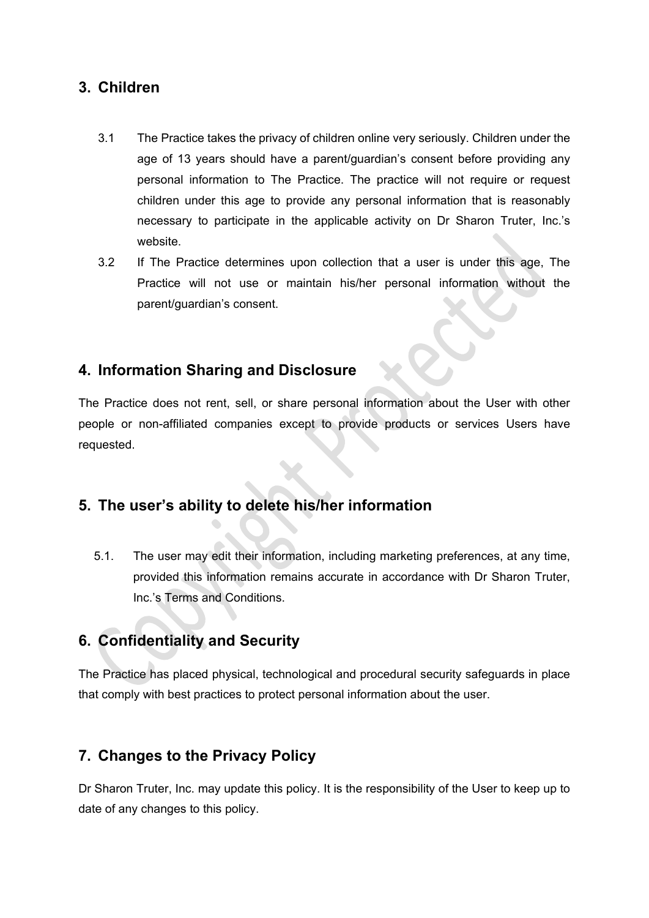## 3. Children

3.1 The Practice takes the privacy of children online very seriously. Children under the age of 13 years should have a parent/guardian's consent before providing any personal information to The Practice. The practice will not require or request children under this age to provide any personal information that is reasonably necessary to participate in the applicable activity on Dr Sharon Truter, Inc.'s website.

3.2 If The Practice determines upon collection that a user is under this age, The Practice will not use or maintain his/her personal information without the parent/guardian's consent.

## 4. Information Sharing and Disclosure

The Practice does not rent, sell, or share personal information about the User with other people or non-affiliated companies except to provide products or services Users have requested.

## 5. The user's ability to delete his/her information

5.1. The user may edit their information, including marketing preferences, at any time, provided this information remains accurate in accordance with Dr Sharon Truter, Inc.'s Terms and Conditions.

## 6. Confidentiality and Security

The Practice has placed physical, technological and procedural security safeguards in place that comply with best practices to protect personal information about the user.

## 7. Changes to the Privacy Policy

Dr Sharon Truter, Inc. may update this policy. It is the responsibility of the User to keep up to date of any changes to this policy.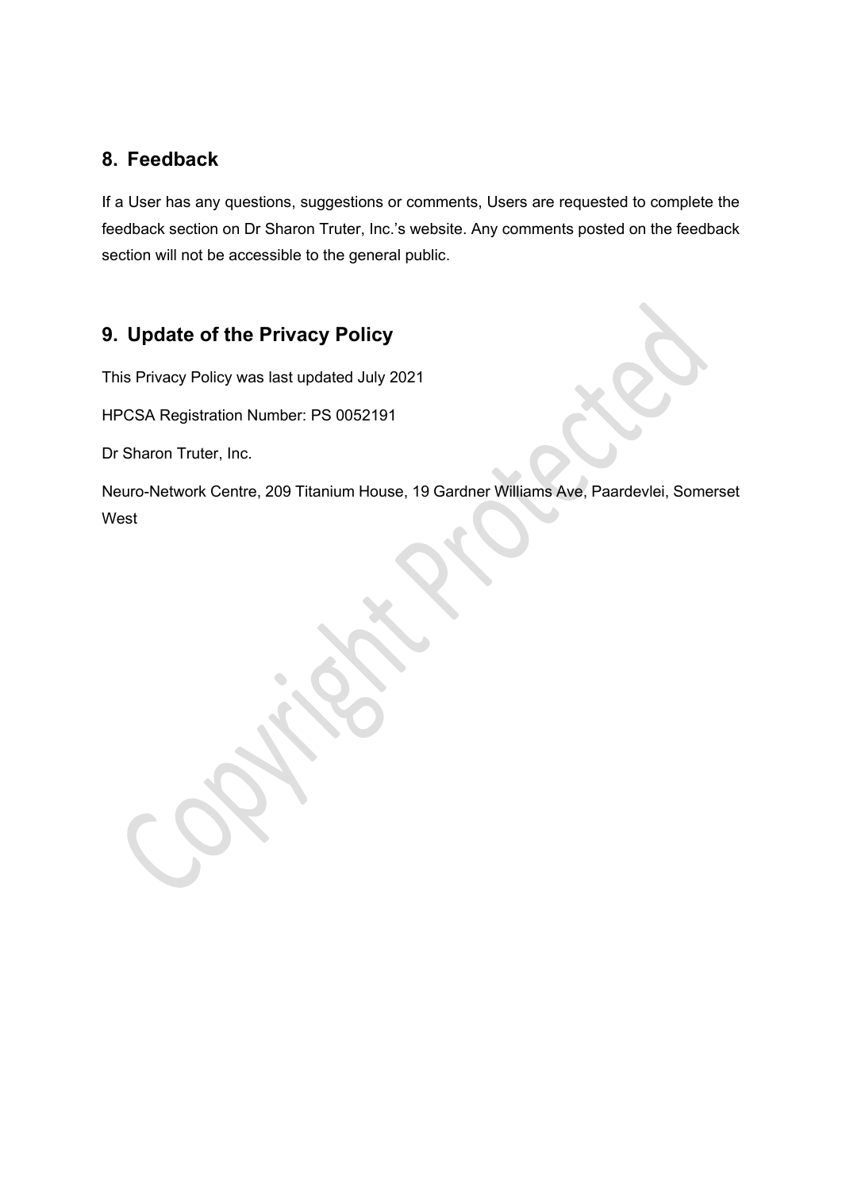## 8. Feedback

If a User has any questions, suggestions or comments, Users are requested to complete the feedback section on Dr Sharon Truter, Inc.'s website. Any comments posted on the feedback section will not be accessible to the general public.

## 9. Update of the Privacy Policy

This Privacy Policy was last updated July 2021

HPCSA Registration Number: PS 0052191

Dr Sharon Truter, Inc.

Neuro-Network Centre, 209 Titanium House, 19 Gardner Williams Ave, Paardevlei, Somerset West